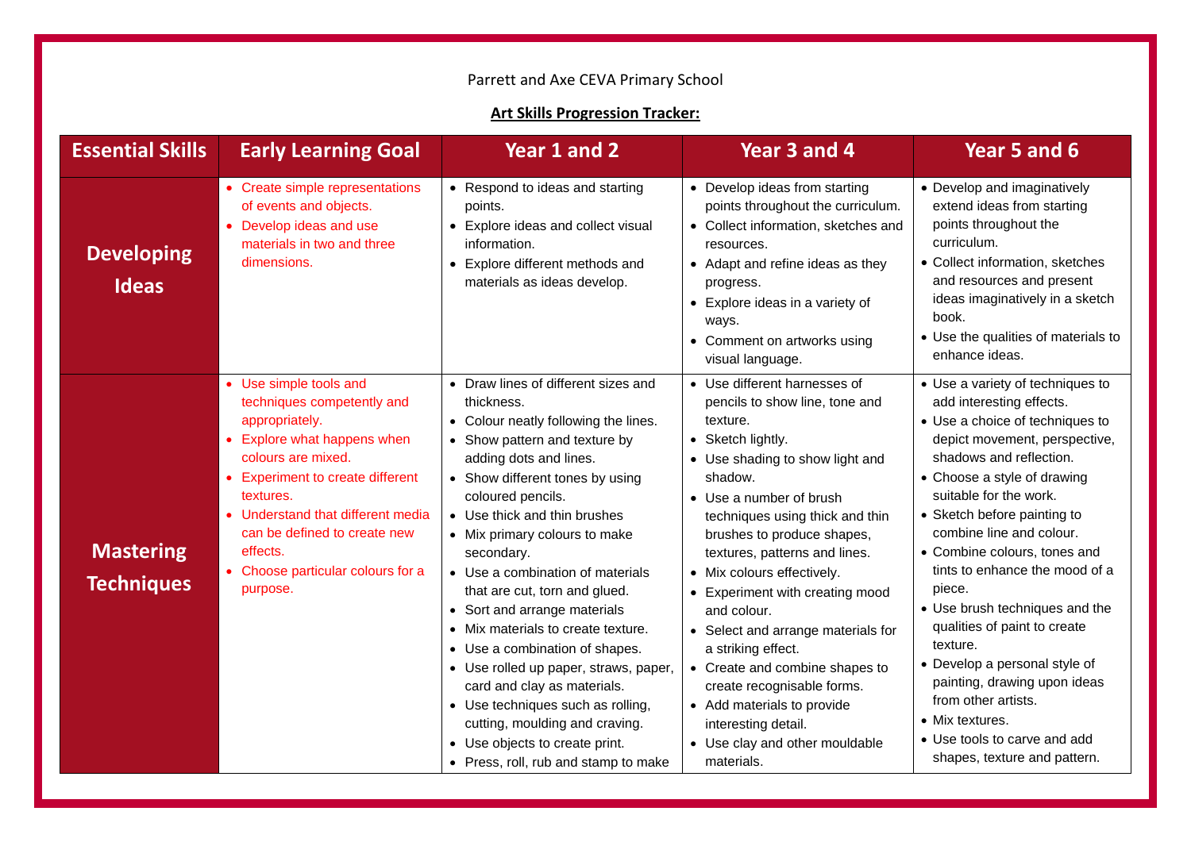Parrett and Axe CEVA Primary School

**Art Skills Progression Tracker:**

| Essential Skills | Early Learning Goal | Year 1 and 2 | Year 3 and 4 | Year 5 and 6 |
| --- | --- | --- | --- | --- |
| **Developing Ideas** | • Create simple representations of events and objects.<br>• Develop ideas and use materials in two and three dimensions. | • Respond to ideas and starting points.<br>• Explore ideas and collect visual information.<br>• Explore different methods and materials as ideas develop. | • Develop ideas from starting points throughout the curriculum.<br>• Collect information, sketches and resources.<br>• Adapt and refine ideas as they progress.<br>• Explore ideas in a variety of ways.<br>• Comment on artworks using visual language. | • Develop and imaginatively extend ideas from starting points throughout the curriculum.<br>• Collect information, sketches and resources and present ideas imaginatively in a sketch book.<br>• Use the qualities of materials to enhance ideas. |
| **Mastering Techniques** | • Use simple tools and techniques competently and appropriately.<br>• Explore what happens when colours are mixed.<br>• Experiment to create different textures.<br>• Understand that different media can be defined to create new effects.<br>• Choose particular colours for a purpose. | • Draw lines of different sizes and thickness.<br>• Colour neatly following the lines.<br>• Show pattern and texture by adding dots and lines.<br>• Show different tones by using coloured pencils.<br>• Use thick and thin brushes<br>• Mix primary colours to make secondary.<br>• Use a combination of materials that are cut, torn and glued.<br>• Sort and arrange materials<br>• Mix materials to create texture.<br>• Use a combination of shapes.<br>• Use rolled up paper, straws, paper, card and clay as materials.<br>• Use techniques such as rolling, cutting, moulding and craving.<br>• Use objects to create print.<br>• Press, roll, rub and stamp to make | • Use different harnesses of pencils to show line, tone and texture.<br>• Sketch lightly.<br>• Use shading to show light and shadow.<br>• Use a number of brush techniques using thick and thin brushes to produce shapes, textures, patterns and lines.<br>• Mix colours effectively.<br>• Experiment with creating mood and colour.<br>• Select and arrange materials for a striking effect.<br>• Create and combine shapes to create recognisable forms.<br>• Add materials to provide interesting detail.<br>• Use clay and other mouldable materials. | • Use a variety of techniques to add interesting effects.<br>• Use a choice of techniques to depict movement, perspective, shadows and reflection.<br>• Choose a style of drawing suitable for the work.<br>• Sketch before painting to combine line and colour.<br>• Combine colours, tones and tints to enhance the mood of a piece.<br>• Use brush techniques and the qualities of paint to create texture.<br>• Develop a personal style of painting, drawing upon ideas from other artists.<br>• Mix textures.<br>• Use tools to carve and add shapes, texture and pattern. |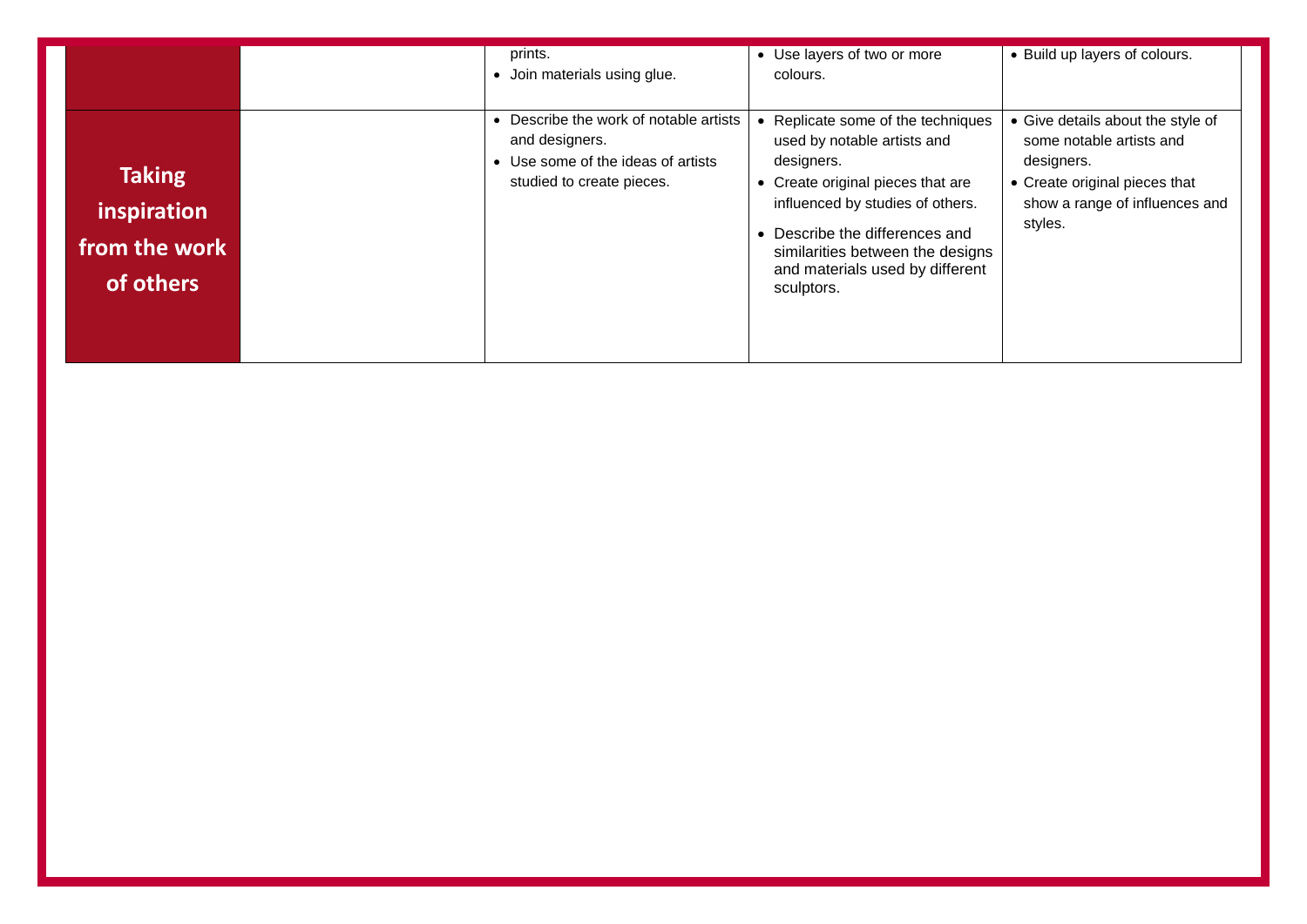| | | | | |
|---|---|---|---|---|
| | | • prints.<br>• Join materials using glue. | • Use layers of two or more colours. | • Build up layers of colours. |
| **Taking inspiration from the work of others** | | • Describe the work of notable artists and designers.<br>• Use some of the ideas of artists studied to create pieces. | • Replicate some of the techniques used by notable artists and designers.<br>• Create original pieces that are influenced by studies of others.<br>• Describe the differences and similarities between the designs and materials used by different sculptors. | • Give details about the style of some notable artists and designers.<br>• Create original pieces that show a range of influences and styles. |